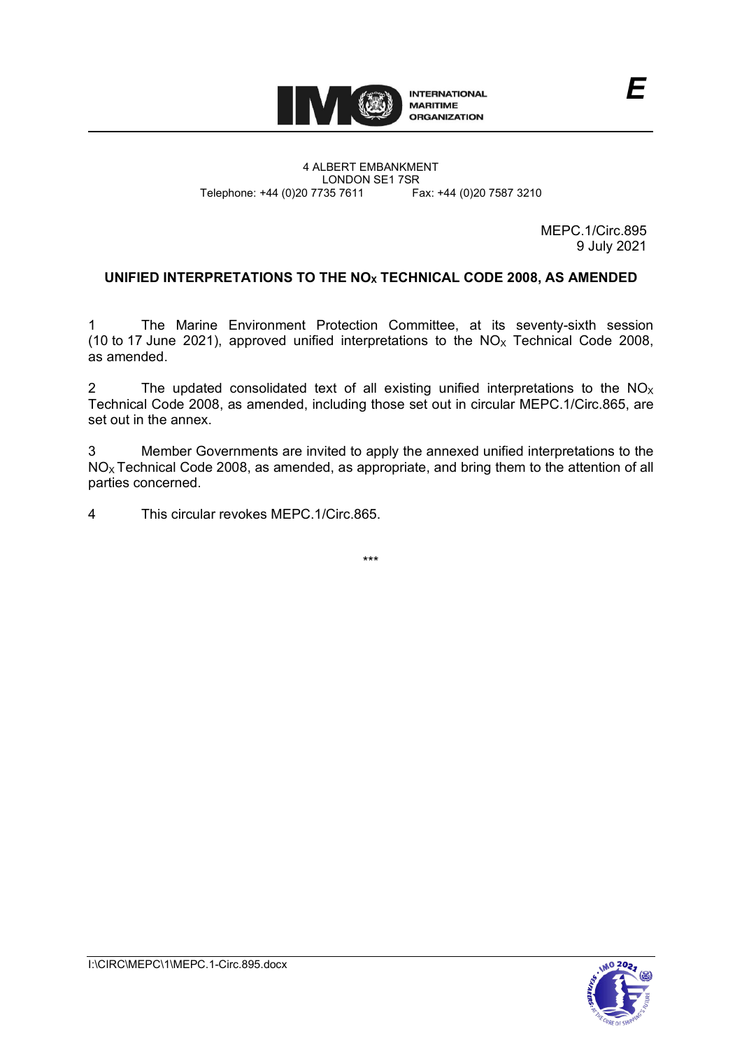INTERNATIONAL MARITIME ORGANIZATION

*E*

4 ALBERT EMBANKMENT
LONDON SE1 7SR
Telephone: +44 (0)20 7735 7611 Fax: +44 (0)20 7587 3210

MEPC.1/Circ.895
9 July 2021

**UNIFIED INTERPRETATIONS TO THE $NO_X$ TECHNICAL CODE 2008, AS AMENDED**

1 The Marine Environment Protection Committee, at its seventy-sixth session (10 to 17 June 2021), approved unified interpretations to the $NO_X$ Technical Code 2008, as amended.

2 The updated consolidated text of all existing unified interpretations to the $NO_X$ Technical Code 2008, as amended, including those set out in circular MEPC.1/Circ.865, are set out in the annex.

3 Member Governments are invited to apply the annexed unified interpretations to the $NO_X$ Technical Code 2008, as amended, as appropriate, and bring them to the attention of all parties concerned.

4 This circular revokes MEPC.1/Circ.865.

\*\*\*

I:\CIRC\MEPC\1\MEPC.1-Circ.895.docx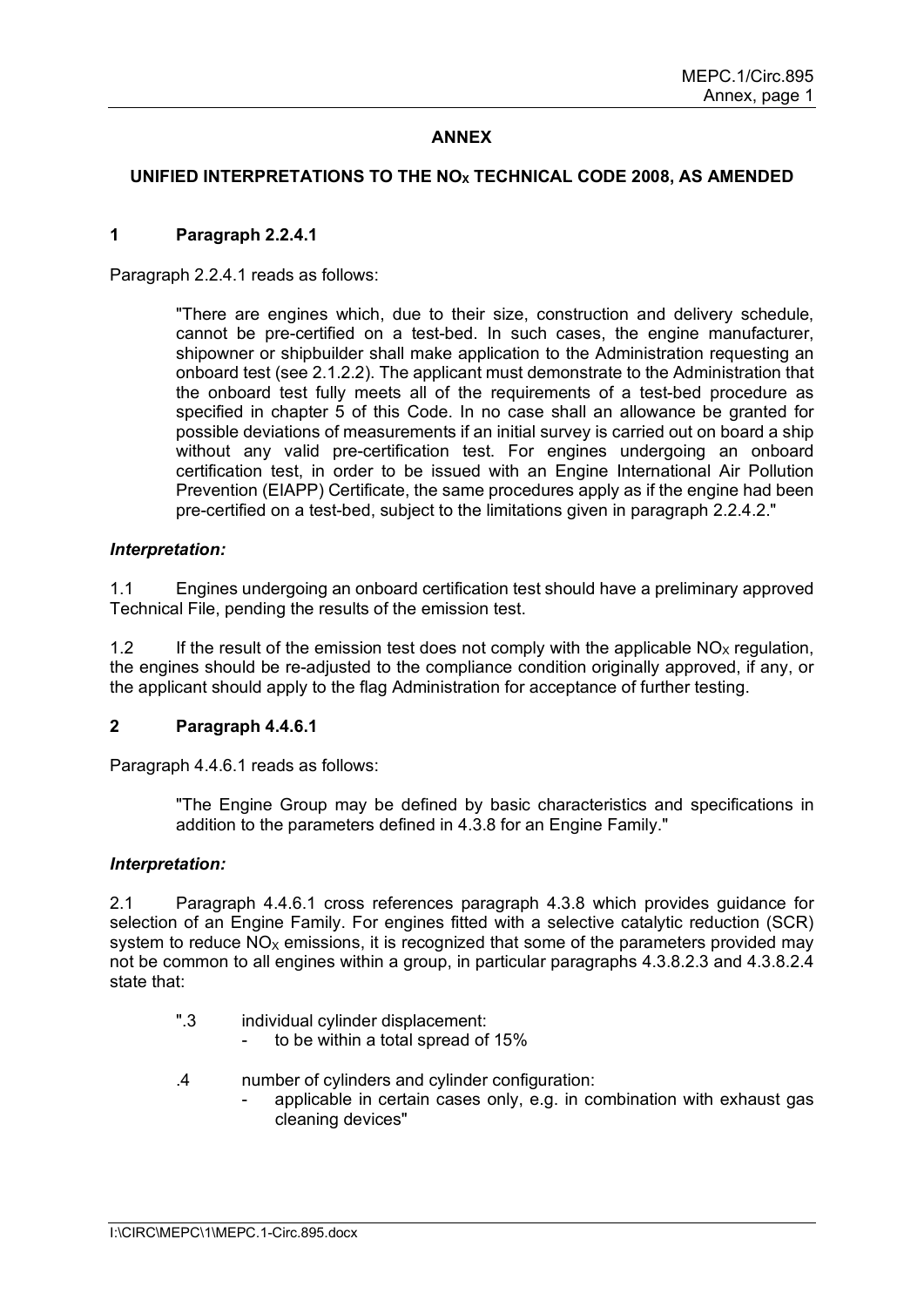## ANNEX

## UNIFIED INTERPRETATIONS TO THE $NO_X$ TECHNICAL CODE 2008, AS AMENDED

### 1 Paragraph 2.2.4.1

Paragraph 2.2.4.1 reads as follows:

> "There are engines which, due to their size, construction and delivery schedule, cannot be pre-certified on a test-bed. In such cases, the engine manufacturer, shipowner or shipbuilder shall make application to the Administration requesting an onboard test (see 2.1.2.2). The applicant must demonstrate to the Administration that the onboard test fully meets all of the requirements of a test-bed procedure as specified in chapter 5 of this Code. In no case shall an allowance be granted for possible deviations of measurements if an initial survey is carried out on board a ship without any valid pre-certification test. For engines undergoing an onboard certification test, in order to be issued with an Engine International Air Pollution Prevention (EIAPP) Certificate, the same procedures apply as if the engine had been pre-certified on a test-bed, subject to the limitations given in paragraph 2.2.4.2."

***Interpretation:***

1.1 Engines undergoing an onboard certification test should have a preliminary approved Technical File, pending the results of the emission test.

1.2 If the result of the emission test does not comply with the applicable $NO_X$ regulation, the engines should be re-adjusted to the compliance condition originally approved, if any, or the applicant should apply to the flag Administration for acceptance of further testing.

### 2 Paragraph 4.4.6.1

Paragraph 4.4.6.1 reads as follows:

> "The Engine Group may be defined by basic characteristics and specifications in addition to the parameters defined in 4.3.8 for an Engine Family."

***Interpretation:***

2.1 Paragraph 4.4.6.1 cross references paragraph 4.3.8 which provides guidance for selection of an Engine Family. For engines fitted with a selective catalytic reduction (SCR) system to reduce $NO_X$ emissions, it is recognized that some of the parameters provided may not be common to all engines within a group, in particular paragraphs 4.3.8.2.3 and 4.3.8.2.4 state that:

> ".3 individual cylinder displacement:
> - to be within a total spread of 15%
>
> .4 number of cylinders and cylinder configuration:
> - applicable in certain cases only, e.g. in combination with exhaust gas cleaning devices"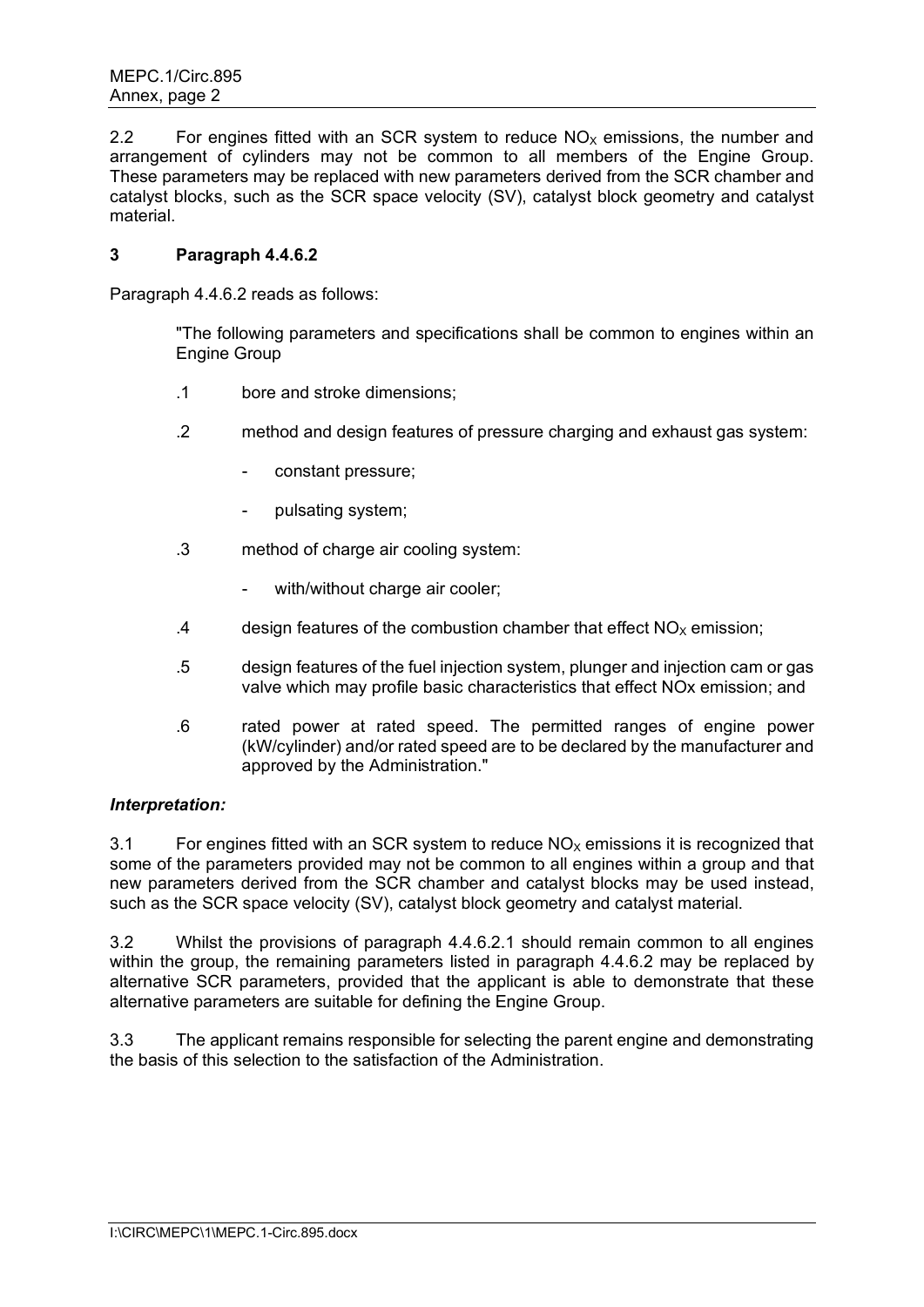2.2 For engines fitted with an SCR system to reduce $NO_X$ emissions, the number and arrangement of cylinders may not be common to all members of the Engine Group. These parameters may be replaced with new parameters derived from the SCR chamber and catalyst blocks, such as the SCR space velocity (SV), catalyst block geometry and catalyst material.

## 3 Paragraph 4.4.6.2

Paragraph 4.4.6.2 reads as follows:

> "The following parameters and specifications shall be common to engines within an Engine Group
>
> .1 bore and stroke dimensions;
>
> .2 method and design features of pressure charging and exhaust gas system:
>
> - constant pressure;
> - pulsating system;
>
> .3 method of charge air cooling system:
>
> - with/without charge air cooler;
>
> .4 design features of the combustion chamber that effect $NO_X$ emission;
>
> .5 design features of the fuel injection system, plunger and injection cam or gas valve which may profile basic characteristics that effect NOx emission; and
>
> .6 rated power at rated speed. The permitted ranges of engine power (kW/cylinder) and/or rated speed are to be declared by the manufacturer and approved by the Administration."

***Interpretation:***

3.1 For engines fitted with an SCR system to reduce $NO_X$ emissions it is recognized that some of the parameters provided may not be common to all engines within a group and that new parameters derived from the SCR chamber and catalyst blocks may be used instead, such as the SCR space velocity (SV), catalyst block geometry and catalyst material.

3.2 Whilst the provisions of paragraph 4.4.6.2.1 should remain common to all engines within the group, the remaining parameters listed in paragraph 4.4.6.2 may be replaced by alternative SCR parameters, provided that the applicant is able to demonstrate that these alternative parameters are suitable for defining the Engine Group.

3.3 The applicant remains responsible for selecting the parent engine and demonstrating the basis of this selection to the satisfaction of the Administration.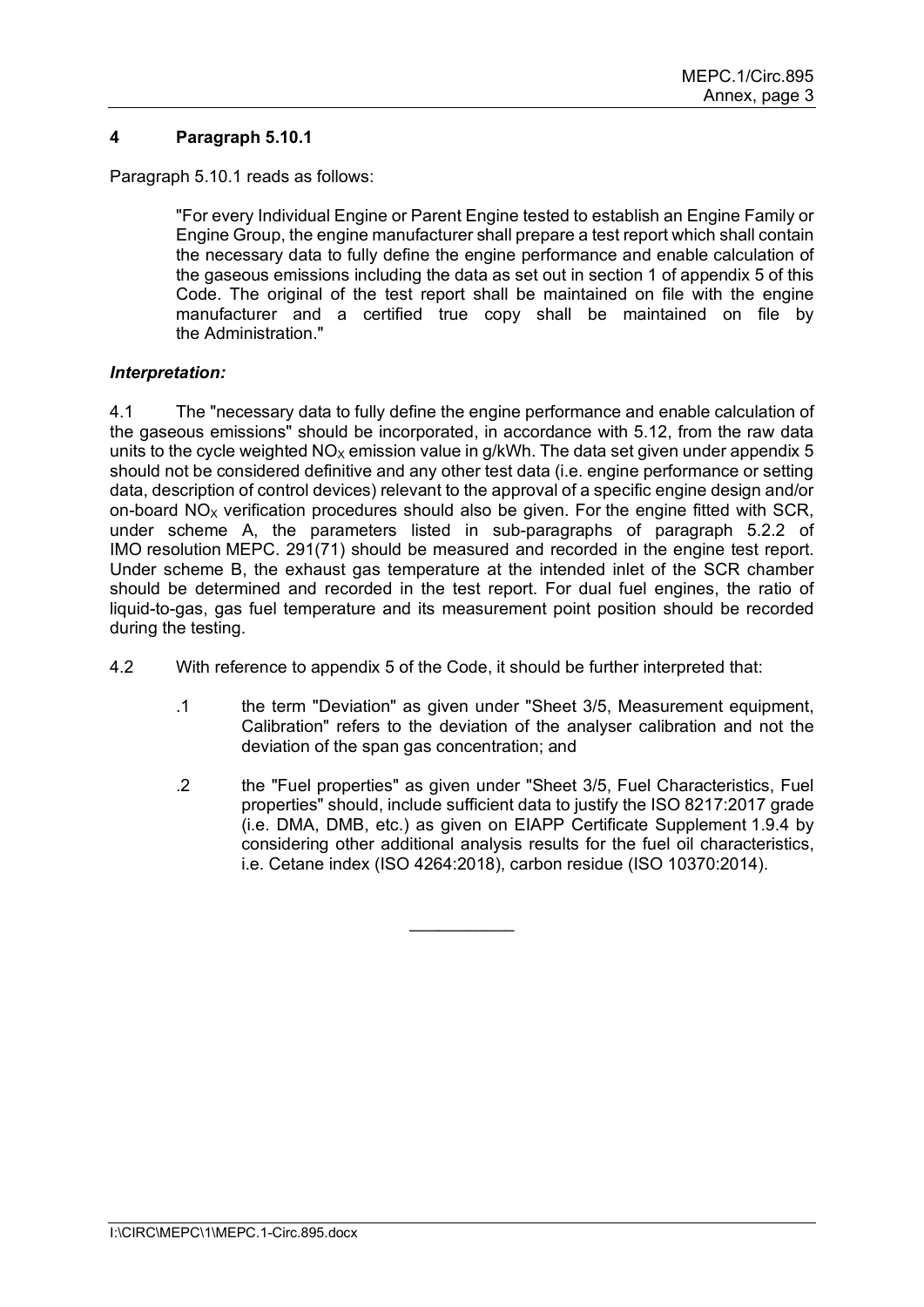## 4 Paragraph 5.10.1

Paragraph 5.10.1 reads as follows:

> "For every Individual Engine or Parent Engine tested to establish an Engine Family or Engine Group, the engine manufacturer shall prepare a test report which shall contain the necessary data to fully define the engine performance and enable calculation of the gaseous emissions including the data as set out in section 1 of appendix 5 of this Code. The original of the test report shall be maintained on file with the engine manufacturer and a certified true copy shall be maintained on file by the Administration."

***Interpretation:***

4.1 The "necessary data to fully define the engine performance and enable calculation of the gaseous emissions" should be incorporated, in accordance with 5.12, from the raw data units to the cycle weighted $NO_X$ emission value in g/kWh. The data set given under appendix 5 should not be considered definitive and any other test data (i.e. engine performance or setting data, description of control devices) relevant to the approval of a specific engine design and/or on-board $NO_X$ verification procedures should also be given. For the engine fitted with SCR, under scheme A, the parameters listed in sub-paragraphs of paragraph 5.2.2 of IMO resolution MEPC. 291(71) should be measured and recorded in the engine test report. Under scheme B, the exhaust gas temperature at the intended inlet of the SCR chamber should be determined and recorded in the test report. For dual fuel engines, the ratio of liquid-to-gas, gas fuel temperature and its measurement point position should be recorded during the testing.

4.2 With reference to appendix 5 of the Code, it should be further interpreted that:

.1 the term "Deviation" as given under "Sheet 3/5, Measurement equipment, Calibration" refers to the deviation of the analyser calibration and not the deviation of the span gas concentration; and

.2 the "Fuel properties" as given under "Sheet 3/5, Fuel Characteristics, Fuel properties" should, include sufficient data to justify the ISO 8217:2017 grade (i.e. DMA, DMB, etc.) as given on EIAPP Certificate Supplement 1.9.4 by considering other additional analysis results for the fuel oil characteristics, i.e. Cetane index (ISO 4264:2018), carbon residue (ISO 10370:2014).

___________